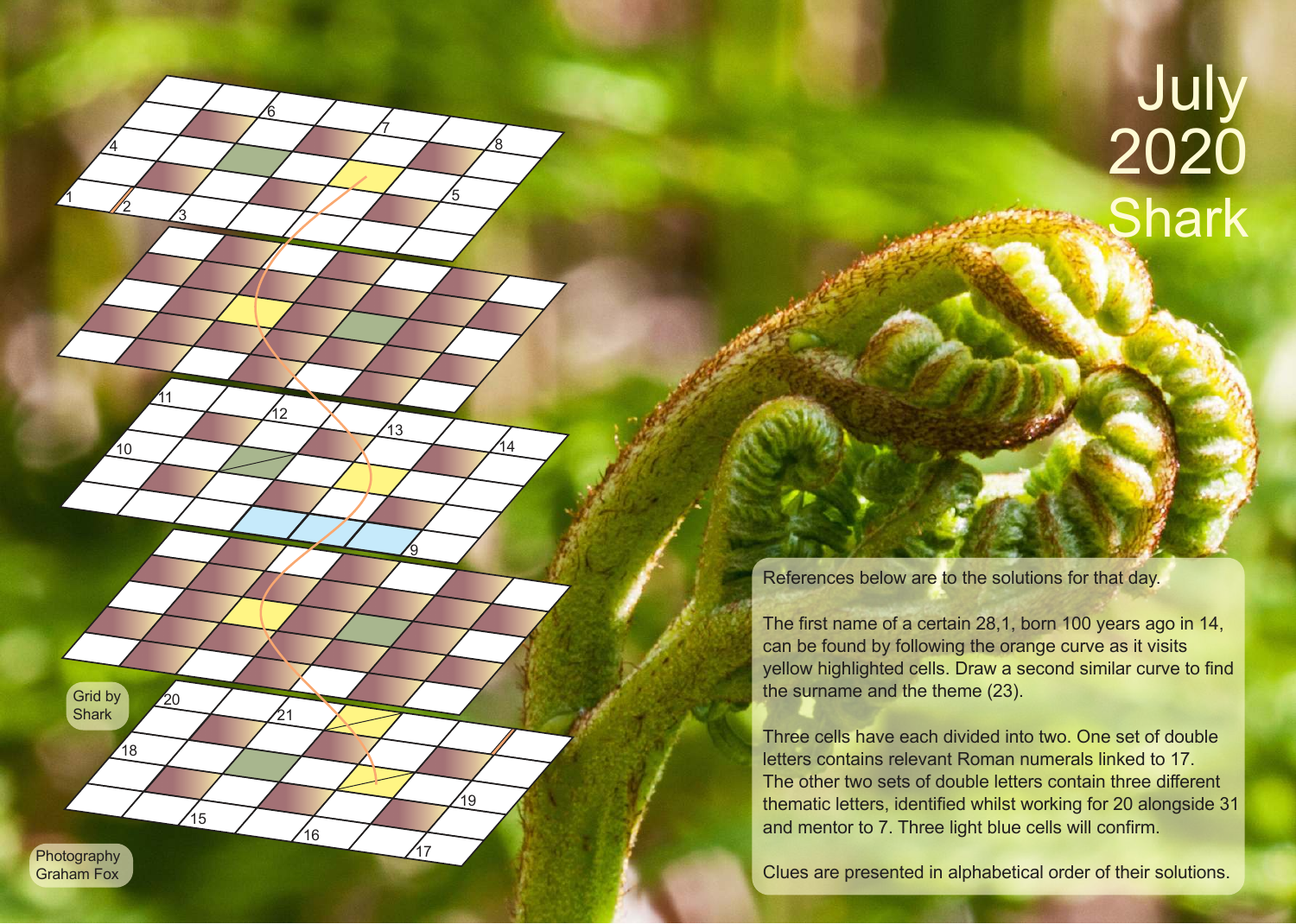# July 2020

## Shark

References below are to the solutions for that day.

The first name of a certain 28,1, born 100 years ago in 14, can be found by following the orange curve as it visits yellow highlighted cells. Draw a second similar curve to find the surname and the theme (23).

Three cells have each divided into two. One set of double letters contains relevant Roman numerals linked to 17. The other two sets of double letters contain three different thematic letters, identified whilst working for 20 alongside 31 and mentor to 7. Three light blue cells will confirm.

Clues are presented in alphabetical order of their solutions.

Grid by Shark

Photography Graham Fox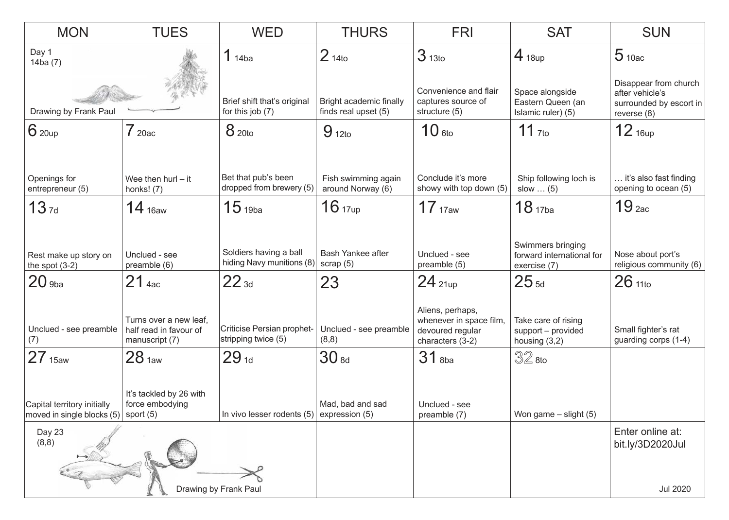| MON | TUES | WED | THURS | FRI | SAT | SUN |
|---|---|---|---|---|---|---|
| Day 1 14ba (7) Drawing by Frank Paul | | 1 14ba Brief shift that's original for this job (7) | 2 14to Bright academic finally finds real upset (5) | 3 13to Convenience and flair captures source of structure (5) | 4 18up Space alongside Eastern Queen (an Islamic ruler) (5) | 5 10ac Disappear from church after vehicle's surrounded by escort in reverse (8) |
| 6 20up Openings for entrepreneur (5) | 7 20ac Wee then hurl – it honks! (7) | 8 20to Bet that pub's been dropped from brewery (5) | 9 12to Fish swimming again around Norway (6) | 10 6to Conclude it's more showy with top down (5) | 11 7to Ship following loch is slow … (5) | 12 16up … it's also fast finding opening to ocean (5) |
| 13 7d Rest make up story on the spot (3-2) | 14 16aw Unclued - see preamble (6) | 15 19ba Soldiers having a ball hiding Navy munitions (8) | 16 17up Bash Yankee after scrap (5) | 17 17aw Unclued - see preamble (5) | 18 17ba Swimmers bringing forward international for exercise (7) | 19 2ac Nose about port's religious community (6) |
| 20 9ba Unclued - see preamble (7) | 21 4ac Turns over a new leaf, half read in favour of manuscript (7) | 22 3d Criticise Persian prophet-stripping twice (5) | 23 Unclued - see preamble (8,8) | 24 21up Aliens, perhaps, whenever in space film, devoured regular characters (3-2) | 25 5d Take care of rising support – provided housing (3,2) | 26 11to Small fighter's rat guarding corps (1-4) |
| 27 15aw Capital territory initially moved in single blocks (5) | 28 1aw It's tackled by 26 with force embodying sport (5) | 29 1d In vivo lesser rodents (5) | 30 8d Mad, bad and sad expression (5) | 31 8ba Unclued - see preamble (7) | 32 8to Won game – slight (5) | |
| Day 23 (8,8) Drawing by Frank Paul | | | | | | Enter online at: bit.ly/3D2020Jul Jul 2020 |